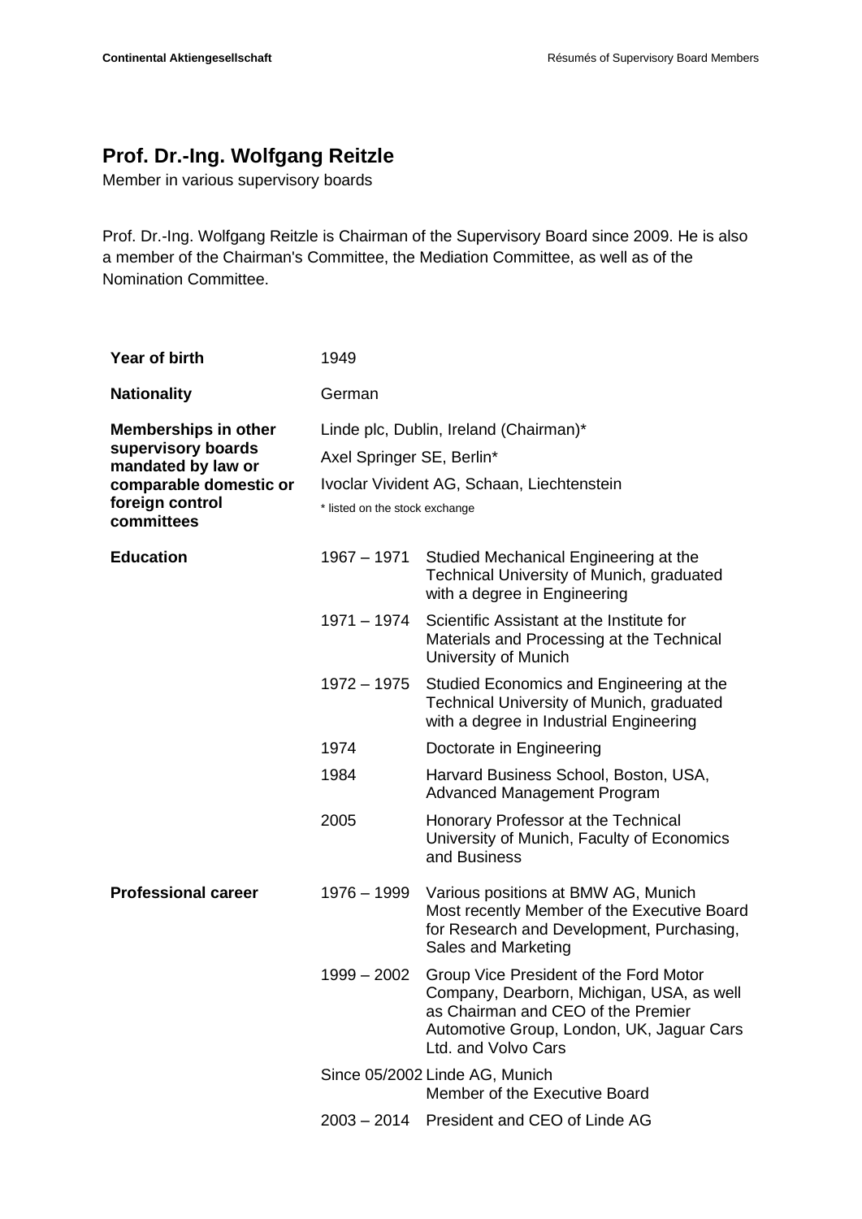# Prof. Dr.-Ing. Wolfgang Reitzle

Member in various supervisory boards

Prof. Dr.-Ing. Wolfgang Reitzle is Chairman of the Supervisory Board since 2009. He is also a member of the Chairman's Committee, the Mediation Committee, as well as of the Nomination Committee.

| | | |
|---|---|---|
| **Year of birth** | 1949 | |
| **Nationality** | German | |
| **Memberships in other supervisory boards mandated by law or comparable domestic or foreign control committees** | Linde plc, Dublin, Ireland (Chairman)*<br>Axel Springer SE, Berlin*<br>Ivoclar Vivident AG, Schaan, Liechtenstein<br>* listed on the stock exchange | |
| **Education** | 1967 – 1971 | Studied Mechanical Engineering at the Technical University of Munich, graduated with a degree in Engineering |
| | 1971 – 1974 | Scientific Assistant at the Institute for Materials and Processing at the Technical University of Munich |
| | 1972 – 1975 | Studied Economics and Engineering at the Technical University of Munich, graduated with a degree in Industrial Engineering |
| | 1974 | Doctorate in Engineering |
| | 1984 | Harvard Business School, Boston, USA, Advanced Management Program |
| | 2005 | Honorary Professor at the Technical University of Munich, Faculty of Economics and Business |
| **Professional career** | 1976 – 1999 | Various positions at BMW AG, Munich<br>Most recently Member of the Executive Board for Research and Development, Purchasing, Sales and Marketing |
| | 1999 – 2002 | Group Vice President of the Ford Motor Company, Dearborn, Michigan, USA, as well as Chairman and CEO of the Premier Automotive Group, London, UK, Jaguar Cars Ltd. and Volvo Cars |
| | Since 05/2002 | Linde AG, Munich<br>Member of the Executive Board |
| | 2003 – 2014 | President and CEO of Linde AG |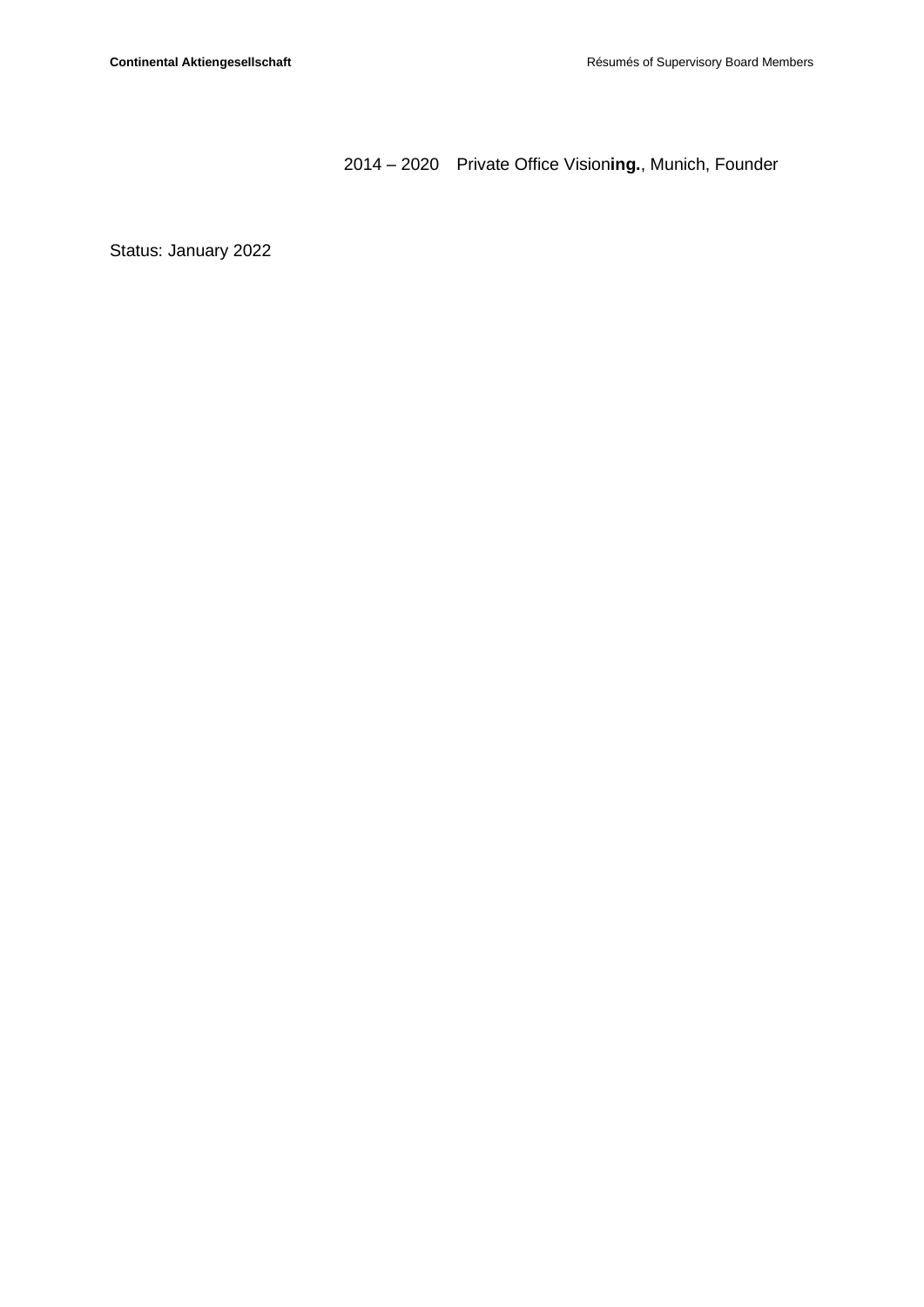2014 – 2020 Private Office Vision**ing.**, Munich, Founder

Status: January 2022